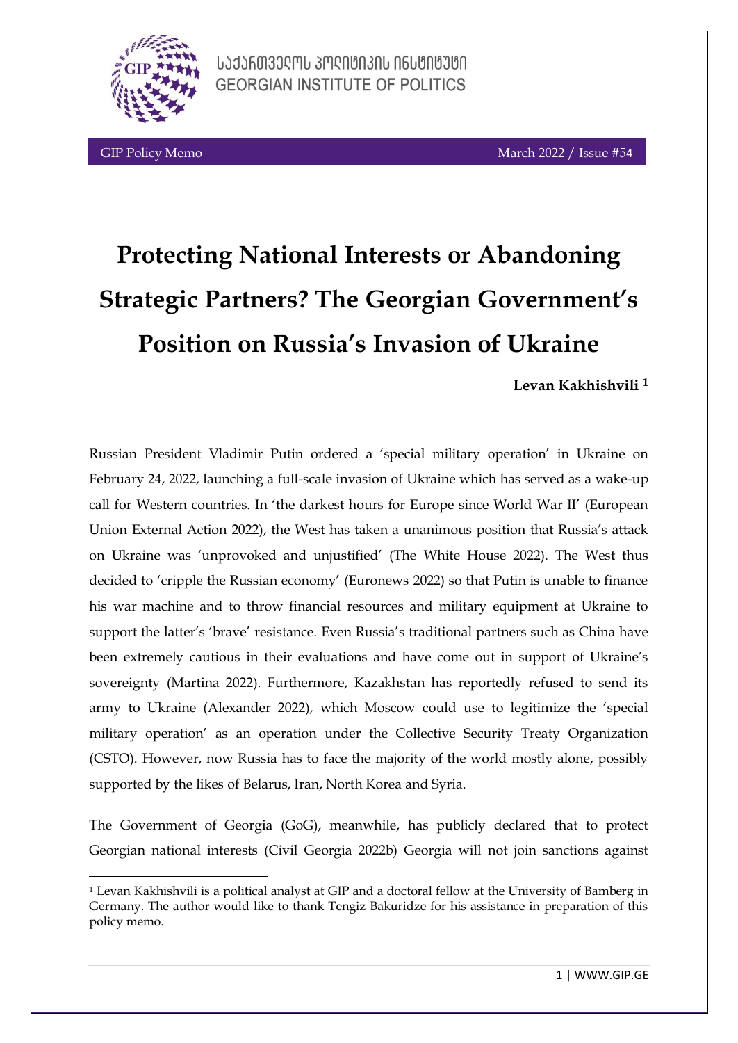GIP Policy Memo March 2022 / Issue #54

# Protecting National Interests or Abandoning Strategic Partners? The Georgian Government's Position on Russia's Invasion of Ukraine

**Levan Kakhishvili [1]**

Russian President Vladimir Putin ordered a 'special military operation' in Ukraine on February 24, 2022, launching a full-scale invasion of Ukraine which has served as a wake-up call for Western countries. In 'the darkest hours for Europe since World War II' (European Union External Action 2022), the West has taken a unanimous position that Russia's attack on Ukraine was 'unprovoked and unjustified' (The White House 2022). The West thus decided to 'cripple the Russian economy' (Euronews 2022) so that Putin is unable to finance his war machine and to throw financial resources and military equipment at Ukraine to support the latter's 'brave' resistance. Even Russia's traditional partners such as China have been extremely cautious in their evaluations and have come out in support of Ukraine's sovereignty (Martina 2022). Furthermore, Kazakhstan has reportedly refused to send its army to Ukraine (Alexander 2022), which Moscow could use to legitimize the 'special military operation' as an operation under the Collective Security Treaty Organization (CSTO). However, now Russia has to face the majority of the world mostly alone, possibly supported by the likes of Belarus, Iran, North Korea and Syria.

The Government of Georgia (GoG), meanwhile, has publicly declared that to protect Georgian national interests (Civil Georgia 2022b) Georgia will not join sanctions against

[1] Levan Kakhishvili is a political analyst at GIP and a doctoral fellow at the University of Bamberg in Germany. The author would like to thank Tengiz Bakuridze for his assistance in preparation of this policy memo.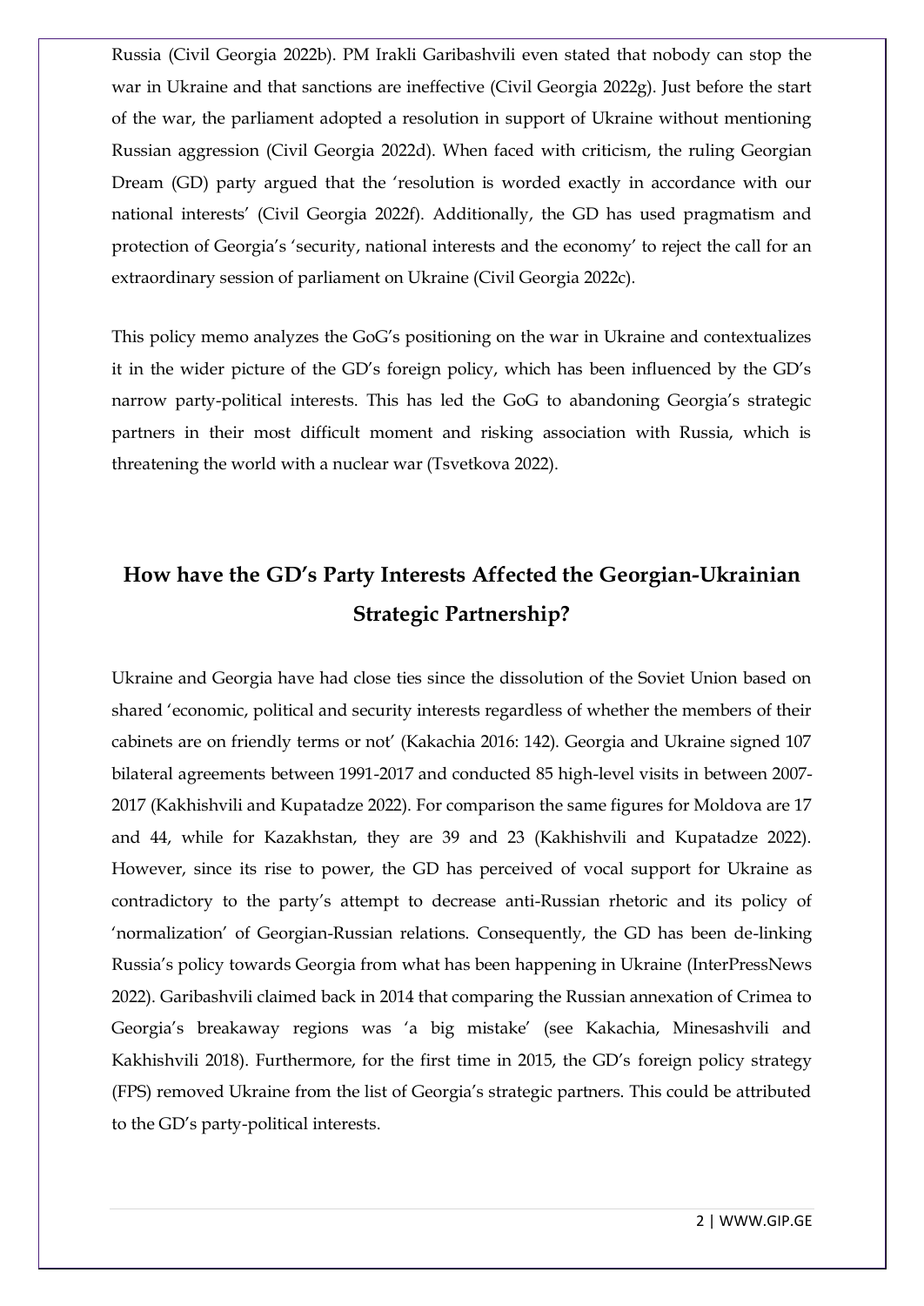Russia (Civil Georgia 2022b). PM Irakli Garibashvili even stated that nobody can stop the war in Ukraine and that sanctions are ineffective (Civil Georgia 2022g). Just before the start of the war, the parliament adopted a resolution in support of Ukraine without mentioning Russian aggression (Civil Georgia 2022d). When faced with criticism, the ruling Georgian Dream (GD) party argued that the 'resolution is worded exactly in accordance with our national interests' (Civil Georgia 2022f). Additionally, the GD has used pragmatism and protection of Georgia's 'security, national interests and the economy' to reject the call for an extraordinary session of parliament on Ukraine (Civil Georgia 2022c).

This policy memo analyzes the GoG's positioning on the war in Ukraine and contextualizes it in the wider picture of the GD's foreign policy, which has been influenced by the GD's narrow party-political interests. This has led the GoG to abandoning Georgia's strategic partners in their most difficult moment and risking association with Russia, which is threatening the world with a nuclear war (Tsvetkova 2022).

## How have the GD's Party Interests Affected the Georgian-Ukrainian Strategic Partnership?

Ukraine and Georgia have had close ties since the dissolution of the Soviet Union based on shared 'economic, political and security interests regardless of whether the members of their cabinets are on friendly terms or not' (Kakachia 2016: 142). Georgia and Ukraine signed 107 bilateral agreements between 1991-2017 and conducted 85 high-level visits in between 2007-2017 (Kakhishvili and Kupatadze 2022). For comparison the same figures for Moldova are 17 and 44, while for Kazakhstan, they are 39 and 23 (Kakhishvili and Kupatadze 2022). However, since its rise to power, the GD has perceived of vocal support for Ukraine as contradictory to the party's attempt to decrease anti-Russian rhetoric and its policy of 'normalization' of Georgian-Russian relations. Consequently, the GD has been de-linking Russia's policy towards Georgia from what has been happening in Ukraine (InterPressNews 2022). Garibashvili claimed back in 2014 that comparing the Russian annexation of Crimea to Georgia's breakaway regions was 'a big mistake' (see Kakachia, Minesashvili and Kakhishvili 2018). Furthermore, for the first time in 2015, the GD's foreign policy strategy (FPS) removed Ukraine from the list of Georgia's strategic partners. This could be attributed to the GD's party-political interests.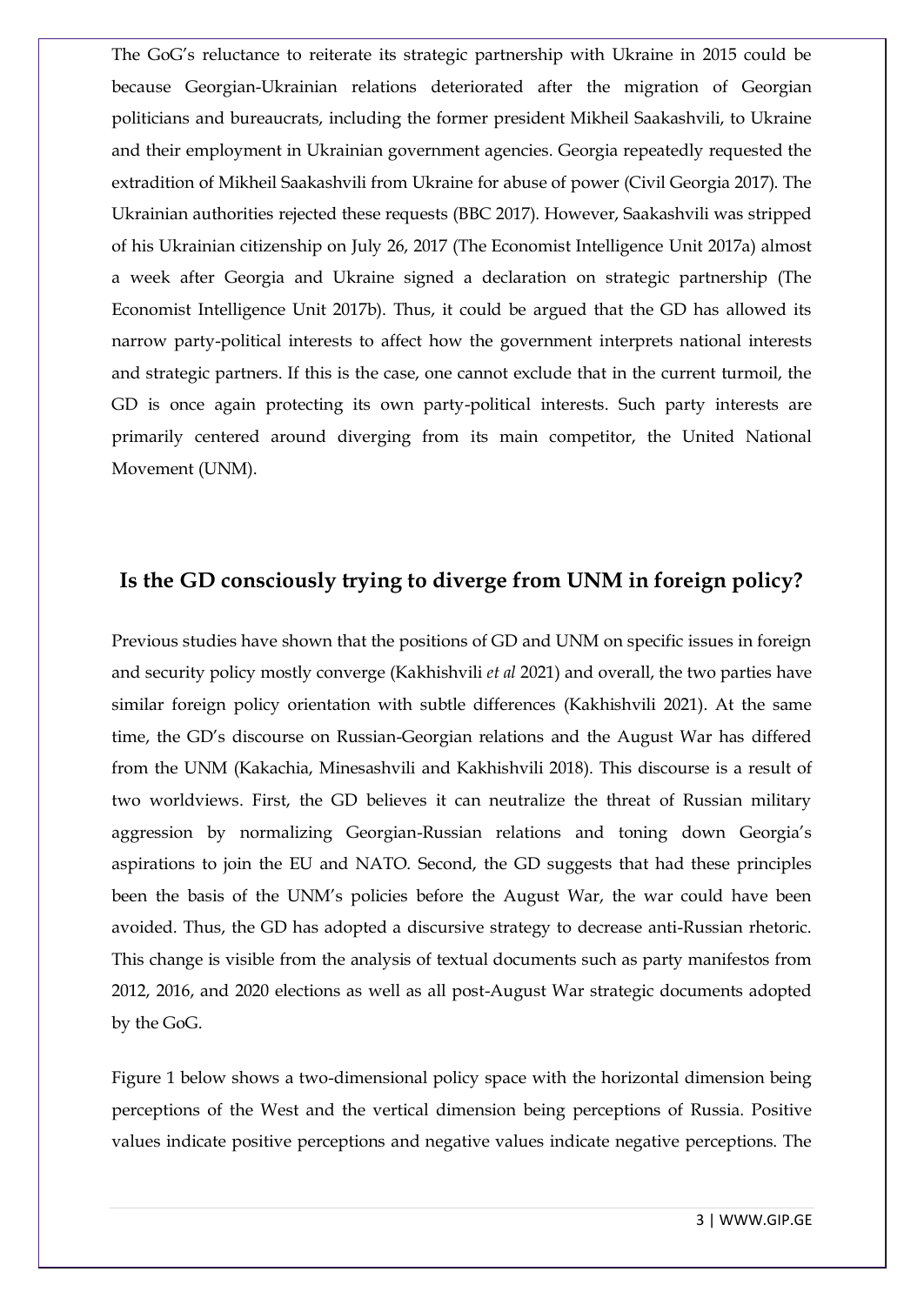The GoG's reluctance to reiterate its strategic partnership with Ukraine in 2015 could be because Georgian-Ukrainian relations deteriorated after the migration of Georgian politicians and bureaucrats, including the former president Mikheil Saakashvili, to Ukraine and their employment in Ukrainian government agencies. Georgia repeatedly requested the extradition of Mikheil Saakashvili from Ukraine for abuse of power (Civil Georgia 2017). The Ukrainian authorities rejected these requests (BBC 2017). However, Saakashvili was stripped of his Ukrainian citizenship on July 26, 2017 (The Economist Intelligence Unit 2017a) almost a week after Georgia and Ukraine signed a declaration on strategic partnership (The Economist Intelligence Unit 2017b). Thus, it could be argued that the GD has allowed its narrow party-political interests to affect how the government interprets national interests and strategic partners. If this is the case, one cannot exclude that in the current turmoil, the GD is once again protecting its own party-political interests. Such party interests are primarily centered around diverging from its main competitor, the United National Movement (UNM).

## Is the GD consciously trying to diverge from UNM in foreign policy?

Previous studies have shown that the positions of GD and UNM on specific issues in foreign and security policy mostly converge (Kakhishvili *et al* 2021) and overall, the two parties have similar foreign policy orientation with subtle differences (Kakhishvili 2021). At the same time, the GD's discourse on Russian-Georgian relations and the August War has differed from the UNM (Kakachia, Minesashvili and Kakhishvili 2018). This discourse is a result of two worldviews. First, the GD believes it can neutralize the threat of Russian military aggression by normalizing Georgian-Russian relations and toning down Georgia's aspirations to join the EU and NATO. Second, the GD suggests that had these principles been the basis of the UNM's policies before the August War, the war could have been avoided. Thus, the GD has adopted a discursive strategy to decrease anti-Russian rhetoric. This change is visible from the analysis of textual documents such as party manifestos from 2012, 2016, and 2020 elections as well as all post-August War strategic documents adopted by the GoG.

Figure 1 below shows a two-dimensional policy space with the horizontal dimension being perceptions of the West and the vertical dimension being perceptions of Russia. Positive values indicate positive perceptions and negative values indicate negative perceptions. The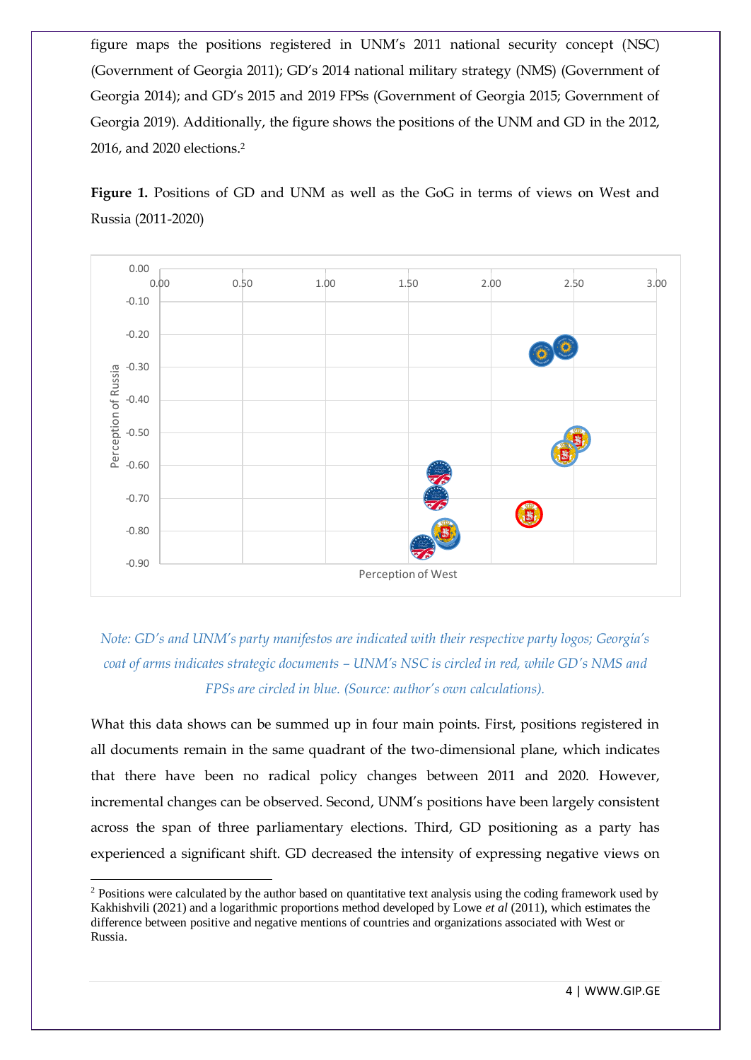figure maps the positions registered in UNM's 2011 national security concept (NSC) (Government of Georgia 2011); GD's 2014 national military strategy (NMS) (Government of Georgia 2014); and GD's 2015 and 2019 FPSs (Government of Georgia 2015; Government of Georgia 2019). Additionally, the figure shows the positions of the UNM and GD in the 2012, 2016, and 2020 elections.[2]

**Figure 1.** Positions of GD and UNM as well as the GoG in terms of views on West and Russia (2011-2020)

0.00
0.00 0.50 1.00 1.50 2.00 2.50 3.00
-0.10
-0.20
-0.30
-0.40
-0.50
-0.60
-0.70
-0.80
-0.90
Perception of Russia
Perception of West

*Note: GD's and UNM's party manifestos are indicated with their respective party logos; Georgia's coat of arms indicates strategic documents – UNM's NSC is circled in red, while GD's NMS and FPSs are circled in blue. (Source: author's own calculations).*

What this data shows can be summed up in four main points. First, positions registered in all documents remain in the same quadrant of the two-dimensional plane, which indicates that there have been no radical policy changes between 2011 and 2020. However, incremental changes can be observed. Second, UNM's positions have been largely consistent across the span of three parliamentary elections. Third, GD positioning as a party has experienced a significant shift. GD decreased the intensity of expressing negative views on

[2] Positions were calculated by the author based on quantitative text analysis using the coding framework used by Kakhishvili (2021) and a logarithmic proportions method developed by Lowe *et al* (2011), which estimates the difference between positive and negative mentions of countries and organizations associated with West or Russia.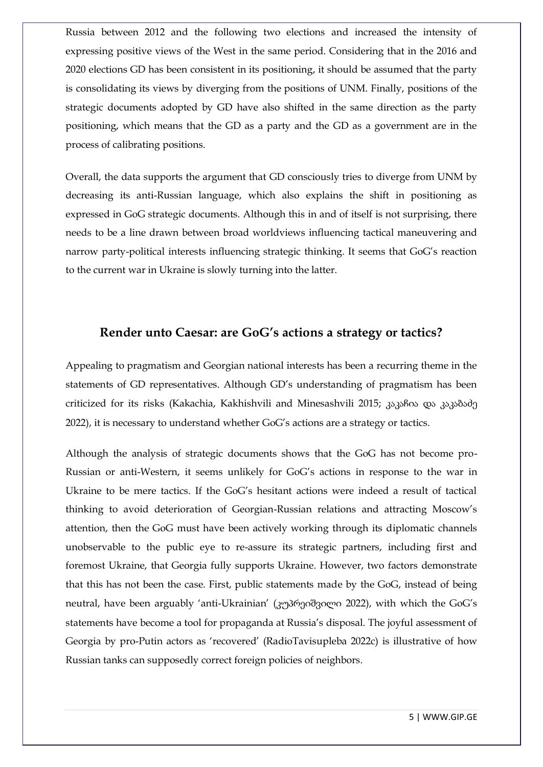Russia between 2012 and the following two elections and increased the intensity of expressing positive views of the West in the same period. Considering that in the 2016 and 2020 elections GD has been consistent in its positioning, it should be assumed that the party is consolidating its views by diverging from the positions of UNM. Finally, positions of the strategic documents adopted by GD have also shifted in the same direction as the party positioning, which means that the GD as a party and the GD as a government are in the process of calibrating positions.

Overall, the data supports the argument that GD consciously tries to diverge from UNM by decreasing its anti-Russian language, which also explains the shift in positioning as expressed in GoG strategic documents. Although this in and of itself is not surprising, there needs to be a line drawn between broad worldviews influencing tactical maneuvering and narrow party-political interests influencing strategic thinking. It seems that GoG's reaction to the current war in Ukraine is slowly turning into the latter.

## Render unto Caesar: are GoG's actions a strategy or tactics?

Appealing to pragmatism and Georgian national interests has been a recurring theme in the statements of GD representatives. Although GD's understanding of pragmatism has been criticized for its risks (Kakachia, Kakhishvili and Minesashvili 2015; კაკაჩია და კაკაბაძე 2022), it is necessary to understand whether GoG's actions are a strategy or tactics.

Although the analysis of strategic documents shows that the GoG has not become pro-Russian or anti-Western, it seems unlikely for GoG's actions in response to the war in Ukraine to be mere tactics. If the GoG's hesitant actions were indeed a result of tactical thinking to avoid deterioration of Georgian-Russian relations and attracting Moscow's attention, then the GoG must have been actively working through its diplomatic channels unobservable to the public eye to re-assure its strategic partners, including first and foremost Ukraine, that Georgia fully supports Ukraine. However, two factors demonstrate that this has not been the case. First, public statements made by the GoG, instead of being neutral, have been arguably 'anti-Ukrainian' (კუპრეიშვილი 2022), with which the GoG's statements have become a tool for propaganda at Russia's disposal. The joyful assessment of Georgia by pro-Putin actors as 'recovered' (RadioTavisupleba 2022c) is illustrative of how Russian tanks can supposedly correct foreign policies of neighbors.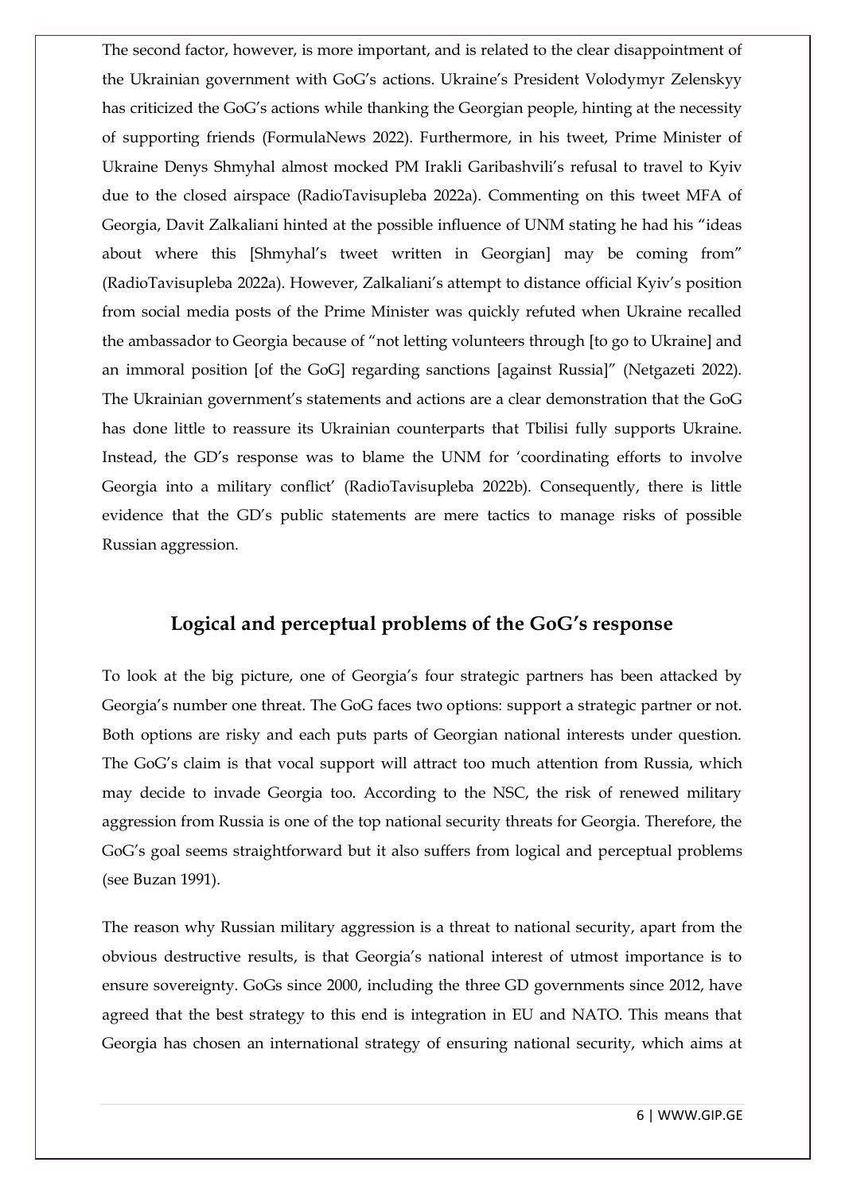The second factor, however, is more important, and is related to the clear disappointment of the Ukrainian government with GoG's actions. Ukraine's President Volodymyr Zelenskyy has criticized the GoG's actions while thanking the Georgian people, hinting at the necessity of supporting friends (FormulaNews 2022). Furthermore, in his tweet, Prime Minister of Ukraine Denys Shmyhal almost mocked PM Irakli Garibashvili's refusal to travel to Kyiv due to the closed airspace (RadioTavisupleba 2022a). Commenting on this tweet MFA of Georgia, Davit Zalkaliani hinted at the possible influence of UNM stating he had his "ideas about where this [Shmyhal's tweet written in Georgian] may be coming from" (RadioTavisupleba 2022a). However, Zalkaliani's attempt to distance official Kyiv's position from social media posts of the Prime Minister was quickly refuted when Ukraine recalled the ambassador to Georgia because of "not letting volunteers through [to go to Ukraine] and an immoral position [of the GoG] regarding sanctions [against Russia]" (Netgazeti 2022). The Ukrainian government's statements and actions are a clear demonstration that the GoG has done little to reassure its Ukrainian counterparts that Tbilisi fully supports Ukraine. Instead, the GD's response was to blame the UNM for 'coordinating efforts to involve Georgia into a military conflict' (RadioTavisupleba 2022b). Consequently, there is little evidence that the GD's public statements are mere tactics to manage risks of possible Russian aggression.

## Logical and perceptual problems of the GoG's response

To look at the big picture, one of Georgia's four strategic partners has been attacked by Georgia's number one threat. The GoG faces two options: support a strategic partner or not. Both options are risky and each puts parts of Georgian national interests under question. The GoG's claim is that vocal support will attract too much attention from Russia, which may decide to invade Georgia too. According to the NSC, the risk of renewed military aggression from Russia is one of the top national security threats for Georgia. Therefore, the GoG's goal seems straightforward but it also suffers from logical and perceptual problems (see Buzan 1991).

The reason why Russian military aggression is a threat to national security, apart from the obvious destructive results, is that Georgia's national interest of utmost importance is to ensure sovereignty. GoGs since 2000, including the three GD governments since 2012, have agreed that the best strategy to this end is integration in EU and NATO. This means that Georgia has chosen an international strategy of ensuring national security, which aims at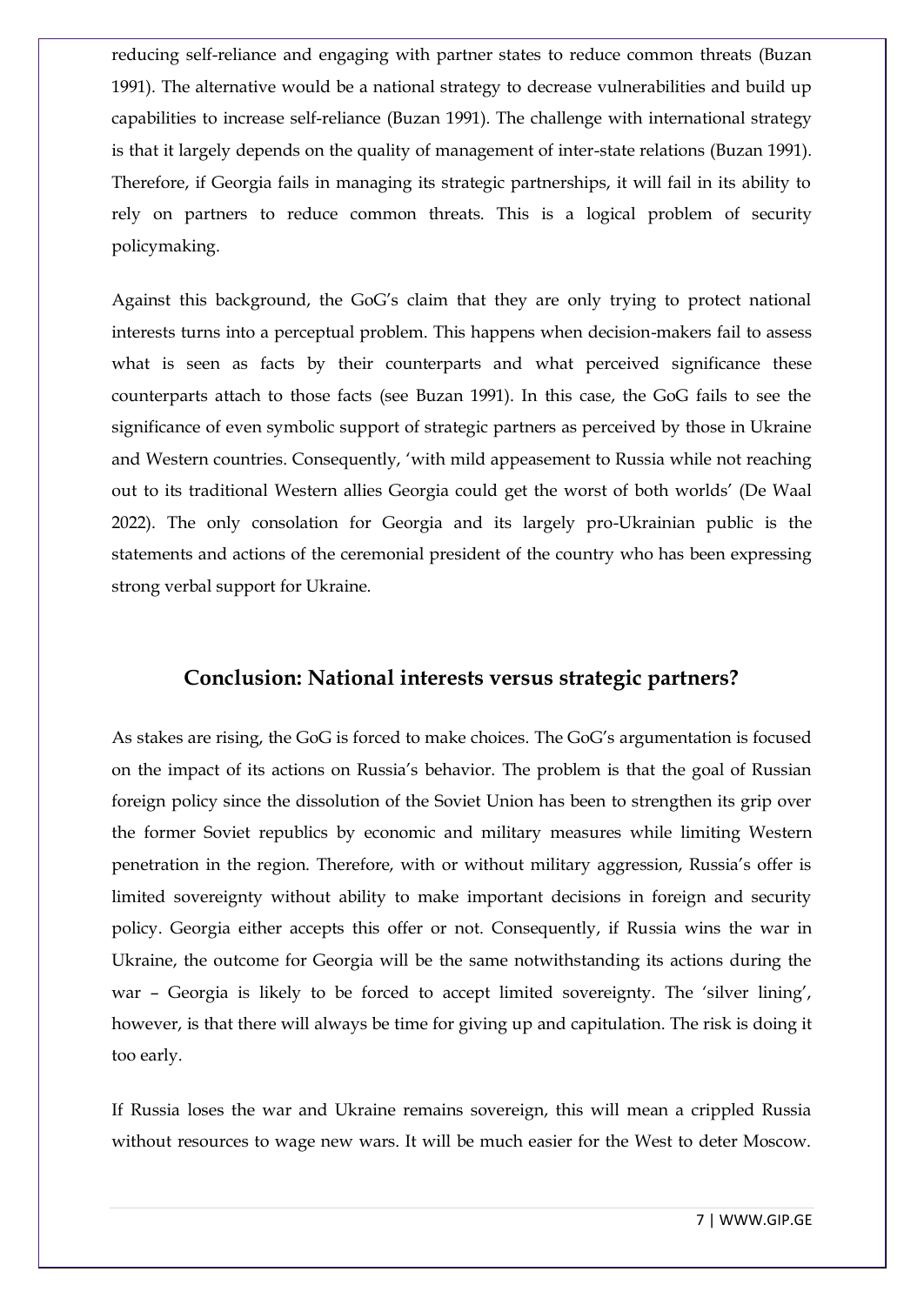reducing self-reliance and engaging with partner states to reduce common threats (Buzan 1991). The alternative would be a national strategy to decrease vulnerabilities and build up capabilities to increase self-reliance (Buzan 1991). The challenge with international strategy is that it largely depends on the quality of management of inter-state relations (Buzan 1991). Therefore, if Georgia fails in managing its strategic partnerships, it will fail in its ability to rely on partners to reduce common threats. This is a logical problem of security policymaking.

Against this background, the GoG's claim that they are only trying to protect national interests turns into a perceptual problem. This happens when decision-makers fail to assess what is seen as facts by their counterparts and what perceived significance these counterparts attach to those facts (see Buzan 1991). In this case, the GoG fails to see the significance of even symbolic support of strategic partners as perceived by those in Ukraine and Western countries. Consequently, 'with mild appeasement to Russia while not reaching out to its traditional Western allies Georgia could get the worst of both worlds' (De Waal 2022). The only consolation for Georgia and its largely pro-Ukrainian public is the statements and actions of the ceremonial president of the country who has been expressing strong verbal support for Ukraine.

## Conclusion: National interests versus strategic partners?

As stakes are rising, the GoG is forced to make choices. The GoG's argumentation is focused on the impact of its actions on Russia's behavior. The problem is that the goal of Russian foreign policy since the dissolution of the Soviet Union has been to strengthen its grip over the former Soviet republics by economic and military measures while limiting Western penetration in the region. Therefore, with or without military aggression, Russia's offer is limited sovereignty without ability to make important decisions in foreign and security policy. Georgia either accepts this offer or not. Consequently, if Russia wins the war in Ukraine, the outcome for Georgia will be the same notwithstanding its actions during the war – Georgia is likely to be forced to accept limited sovereignty. The 'silver lining', however, is that there will always be time for giving up and capitulation. The risk is doing it too early.

If Russia loses the war and Ukraine remains sovereign, this will mean a crippled Russia without resources to wage new wars. It will be much easier for the West to deter Moscow.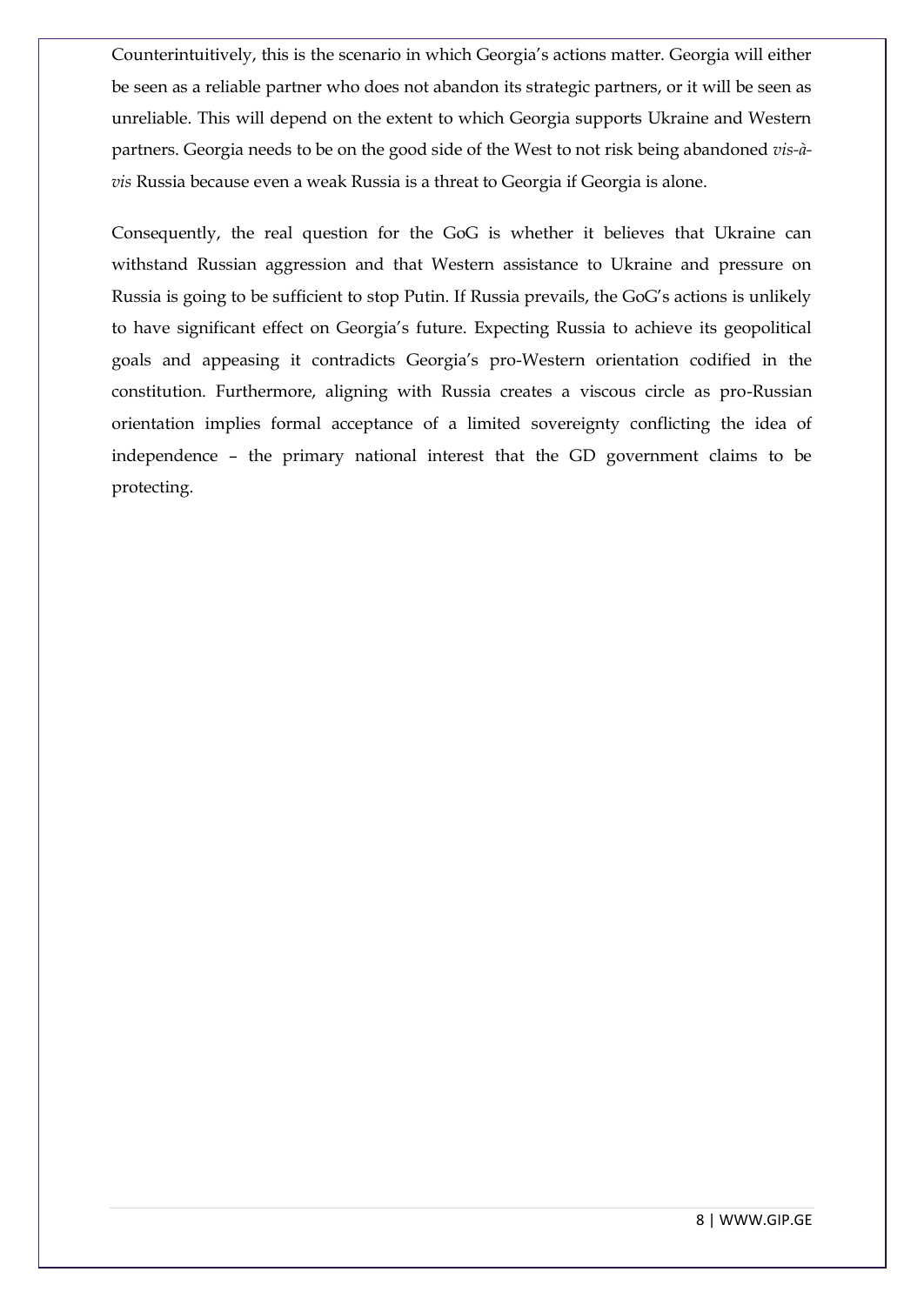Counterintuitively, this is the scenario in which Georgia's actions matter. Georgia will either be seen as a reliable partner who does not abandon its strategic partners, or it will be seen as unreliable. This will depend on the extent to which Georgia supports Ukraine and Western partners. Georgia needs to be on the good side of the West to not risk being abandoned *vis-à-vis* Russia because even a weak Russia is a threat to Georgia if Georgia is alone.

Consequently, the real question for the GoG is whether it believes that Ukraine can withstand Russian aggression and that Western assistance to Ukraine and pressure on Russia is going to be sufficient to stop Putin. If Russia prevails, the GoG's actions is unlikely to have significant effect on Georgia's future. Expecting Russia to achieve its geopolitical goals and appeasing it contradicts Georgia's pro-Western orientation codified in the constitution. Furthermore, aligning with Russia creates a viscous circle as pro-Russian orientation implies formal acceptance of a limited sovereignty conflicting the idea of independence – the primary national interest that the GD government claims to be protecting.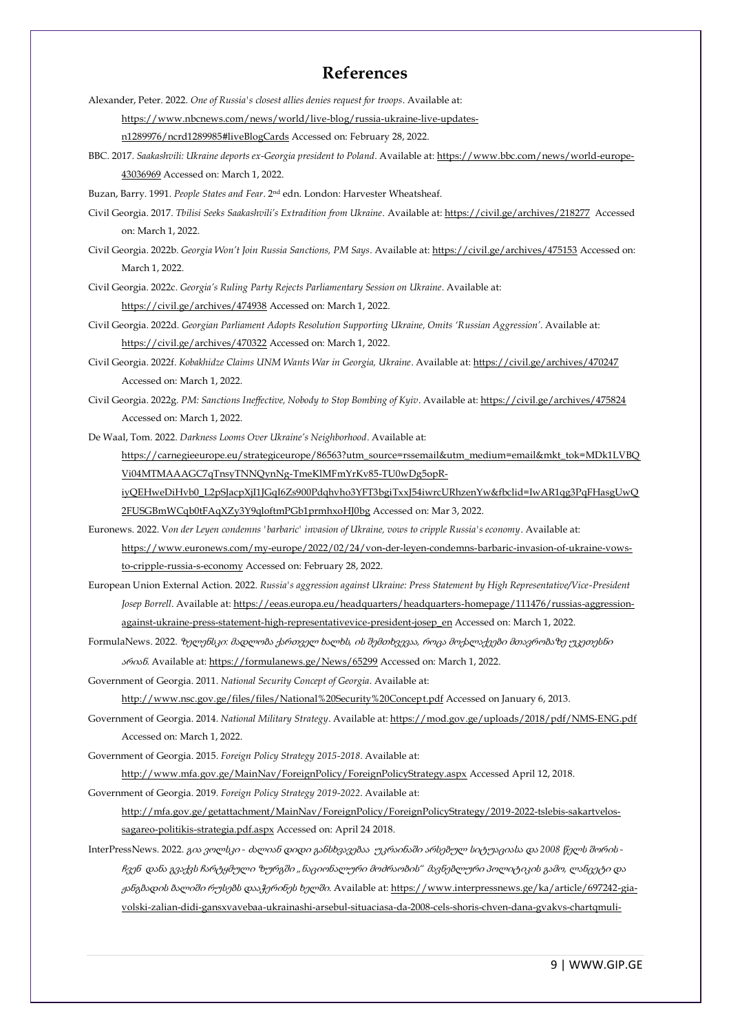# References

Alexander, Peter. 2022. *One of Russia's closest allies denies request for troops*. Available at: https://www.nbcnews.com/news/world/live-blog/russia-ukraine-live-updates-n1289976/ncrd1289985#liveBlogCards Accessed on: February 28, 2022.

BBC. 2017. *Saakashvili: Ukraine deports ex-Georgia president to Poland*. Available at: https://www.bbc.com/news/world-europe-43036969 Accessed on: March 1, 2022.

Buzan, Barry. 1991. *People States and Fear*. 2nd edn. London: Harvester Wheatsheaf.

Civil Georgia. 2017. *Tbilisi Seeks Saakashvili's Extradition from Ukraine*. Available at: https://civil.ge/archives/218277 Accessed on: March 1, 2022.

Civil Georgia. 2022b. *Georgia Won't Join Russia Sanctions, PM Says*. Available at: https://civil.ge/archives/475153 Accessed on: March 1, 2022.

Civil Georgia. 2022c. *Georgia's Ruling Party Rejects Parliamentary Session on Ukraine*. Available at: https://civil.ge/archives/474938 Accessed on: March 1, 2022.

Civil Georgia. 2022d. *Georgian Parliament Adopts Resolution Supporting Ukraine, Omits 'Russian Aggression'*. Available at: https://civil.ge/archives/470322 Accessed on: March 1, 2022.

Civil Georgia. 2022f. *Kobakhidze Claims UNM Wants War in Georgia, Ukraine*. Available at: https://civil.ge/archives/470247 Accessed on: March 1, 2022.

Civil Georgia. 2022g. *PM: Sanctions Ineffective, Nobody to Stop Bombing of Kyiv*. Available at: https://civil.ge/archives/475824 Accessed on: March 1, 2022.

De Waal, Tom. 2022. *Darkness Looms Over Ukraine's Neighborhood*. Available at: https://carnegieeurope.eu/strategiceurope/86563?utm_source=rssemail&utm_medium=email&mkt_tok=MDk1LVBQVi04MTMAAAGC7qTnsyTNNQynNg-TmeKlMFmYrKv85-TU0wDg5opR-iyQEHweDiHvb0_L2pSJacpXjI1JGqI6Zs900Pdqhvho3YFT3bgiTxxJ54iwrcURhzenYw&fbclid=IwAR1qg3PqFHasgUwQ2FUSGBmWCqb0tFAqXZy3Y9qloftmPGb1prmhxoHJ0bg Accessed on: Mar 3, 2022.

Euronews. 2022. V*on der Leyen condemns 'barbaric' invasion of Ukraine, vows to cripple Russia's economy*. Available at: https://www.euronews.com/my-europe/2022/02/24/von-der-leyen-condemns-barbaric-invasion-of-ukraine-vows-to-cripple-russia-s-economy Accessed on: February 28, 2022.

European Union External Action. 2022. *Russia's aggression against Ukraine: Press Statement by High Representative/Vice-President Josep Borrell*. Available at: https://eeas.europa.eu/headquarters/headquarters-homepage/111476/russias-aggression-against-ukraine-press-statement-high-representativevice-president-josep_en Accessed on: March 1, 2022.

FormulaNews. 2022. *ზელენსკი: მადლობა ქართველ ხალხს, ის შემთხვევაა, როცა მოქალაქეები მთავრობაზე უკეთესნი არიან*. Available at: https://formulanews.ge/News/65299 Accessed on: March 1, 2022.

Government of Georgia. 2011. *National Security Concept of Georgia*. Available at: http://www.nsc.gov.ge/files/files/National%20Security%20Concept.pdf Accessed on January 6, 2013.

Government of Georgia. 2014. *National Military Strategy*. Available at: https://mod.gov.ge/uploads/2018/pdf/NMS-ENG.pdf Accessed on: March 1, 2022.

Government of Georgia. 2015. *Foreign Policy Strategy 2015-2018*. Available at: http://www.mfa.gov.ge/MainNav/ForeignPolicy/ForeignPolicyStrategy.aspx Accessed April 12, 2018.

Government of Georgia. 2019. *Foreign Policy Strategy 2019-2022*. Available at: http://mfa.gov.ge/getattachment/MainNav/ForeignPolicy/ForeignPolicyStrategy/2019-2022-tslebis-sakartvelos-sagareo-politikis-strategia.pdf.aspx Accessed on: April 24 2018.

InterPressNews. 2022. *გია ვოლსკი - ძალიან დიდი განსხვავებაა უკრაინაში არსებულ სიტუაციასა და 2008 წლის შორის - ჩვენ დანა გვაქვს ჩარტყმული ზურგში „ნაციონალური მოძრაობის" მავნებლური პოლიტიკის გამო, ლანცეტი და ჟანგბადის ბალიში რუსებს დააჭერინეს ხელში.* Available at: https://www.interpressnews.ge/ka/article/697242-gia-volski-zalian-didi-gansxvavebaa-ukrainashi-arsebul-situaciasa-da-2008-cels-shoris-chven-dana-gvakvs-chartqmuli-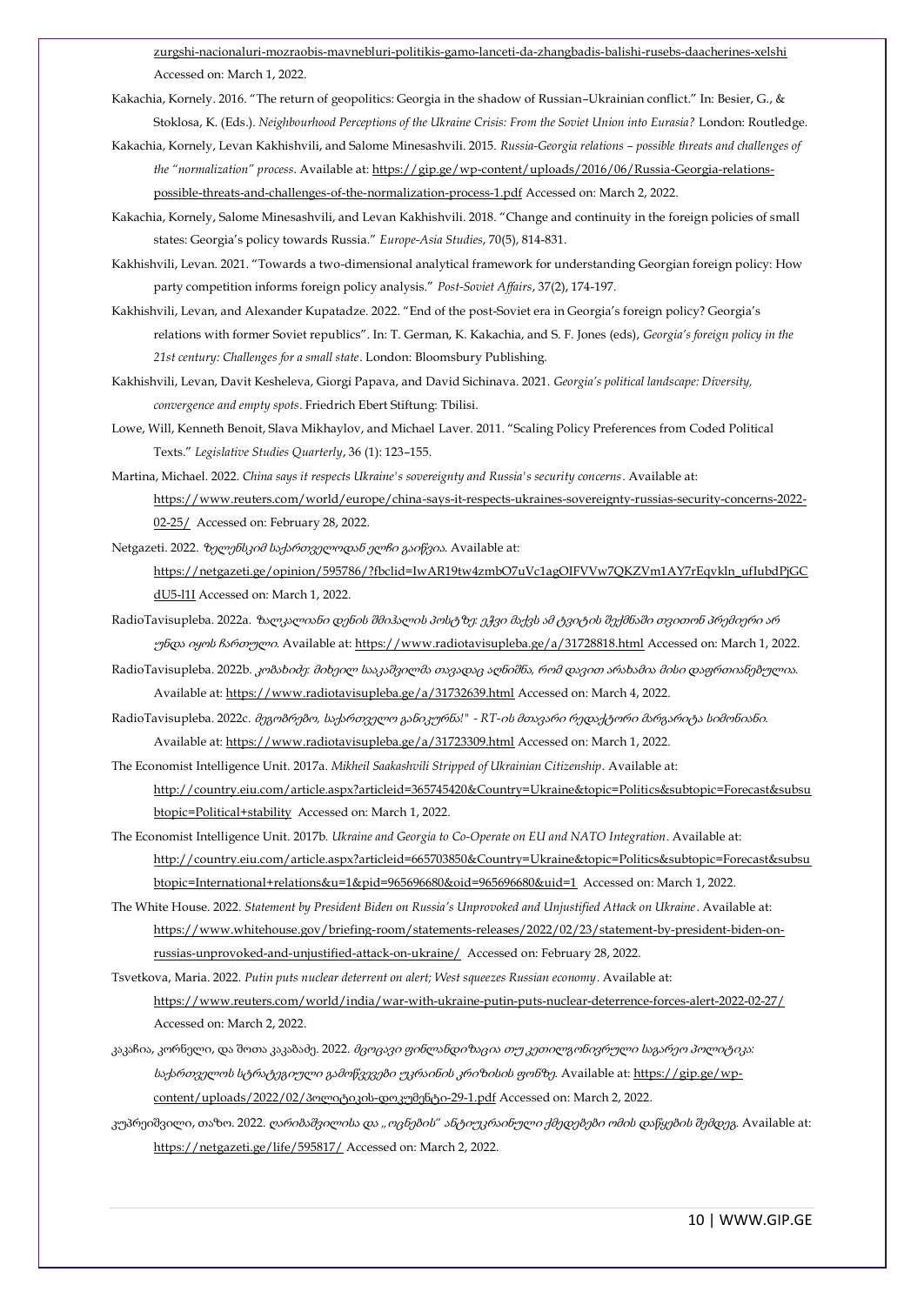zurgshi-nacionaluri-mozraobis-mavnebluri-politikis-gamo-lanceti-da-zhangbadis-balishi-rusebs-daacherines-xelshi Accessed on: March 1, 2022.

Kakachia, Kornely. 2016. "The return of geopolitics: Georgia in the shadow of Russian–Ukrainian conflict." In: Besier, G., & Stoklosa, K. (Eds.). *Neighbourhood Perceptions of the Ukraine Crisis: From the Soviet Union into Eurasia?* London: Routledge.

Kakachia, Kornely, Levan Kakhishvili, and Salome Minesashvili. 2015. *Russia-Georgia relations – possible threats and challenges of the "normalization" process*. Available at: https://gip.ge/wp-content/uploads/2016/06/Russia-Georgia-relations-possible-threats-and-challenges-of-the-normalization-process-1.pdf Accessed on: March 2, 2022.

Kakachia, Kornely, Salome Minesashvili, and Levan Kakhishvili. 2018. "Change and continuity in the foreign policies of small states: Georgia's policy towards Russia." *Europe-Asia Studies*, 70(5), 814-831.

Kakhishvili, Levan. 2021. "Towards a two-dimensional analytical framework for understanding Georgian foreign policy: How party competition informs foreign policy analysis." *Post-Soviet Affairs*, 37(2), 174-197.

Kakhishvili, Levan, and Alexander Kupatadze. 2022. "End of the post-Soviet era in Georgia's foreign policy? Georgia's relations with former Soviet republics". In: T. German, K. Kakachia, and S. F. Jones (eds), *Georgia's foreign policy in the 21st century: Challenges for a small state*. London: Bloomsbury Publishing.

Kakhishvili, Levan, Davit Keshelava, Giorgi Papava, and David Sichinava. 2021. *Georgia's political landscape: Diversity, convergence and empty spots*. Friedrich Ebert Stiftung: Tbilisi.

Lowe, Will, Kenneth Benoit, Slava Mikhaylov, and Michael Laver. 2011. "Scaling Policy Preferences from Coded Political Texts." *Legislative Studies Quarterly*, 36 (1): 123–155.

Martina, Michael. 2022. *China says it respects Ukraine's sovereignty and Russia's security concerns*. Available at: https://www.reuters.com/world/europe/china-says-it-respects-ukraines-sovereignty-russias-security-concerns-2022-02-25/ Accessed on: February 28, 2022.

Netgazeti. 2022. *ზელენსკიმ საქართველოდან ელჩი გაიწვია*. Available at: https://netgazeti.ge/opinion/595786/?fbclid=IwAR19tw4zmbO7uVc1agOIFVVw7QKZVm1AY7rEqvkln_ufIubdPjGCdU5-l1I Accessed on: March 1, 2022.

RadioTavisupleba. 2022a. *ზალკალიანი დენის შმიჰალის პოსტზე: ეჭვი მაქვს ამ ტვიტის შექმნაში თვითონ პრემიერი არ უნდა იყოს ჩართული*. Available at: https://www.radiotavisupleba.ge/a/31728818.html Accessed on: March 1, 2022.

RadioTavisupleba. 2022b. *კობახიძე: მიხეილ სააკაშვილმა თავადაც აღნიშნა, რომ დავით არახამია მისი დაფრთიანებულია*. Available at: https://www.radiotavisupleba.ge/a/31732639.html Accessed on: March 4, 2022.

RadioTavisupleba. 2022c. *მეგობრებო, საქართველო განიკურნა!" - RT-ის მთავარი რედაქტორი მარგარიტა სიმონიანი*. Available at: https://www.radiotavisupleba.ge/a/31723309.html Accessed on: March 1, 2022.

The Economist Intelligence Unit. 2017a. *Mikheil Saakashvili Stripped of Ukrainian Citizenship*. Available at: http://country.eiu.com/article.aspx?articleid=365745420&Country=Ukraine&topic=Politics&subtopic=Forecast&subsubtopic=Political+stability Accessed on: March 1, 2022.

The Economist Intelligence Unit. 2017b. *Ukraine and Georgia to Co-Operate on EU and NATO Integration*. Available at: http://country.eiu.com/article.aspx?articleid=665703850&Country=Ukraine&topic=Politics&subtopic=Forecast&subsubtopic=International+relations&u=1&pid=965696680&oid=965696680&uid=1 Accessed on: March 1, 2022.

The White House. 2022. *Statement by President Biden on Russia's Unprovoked and Unjustified Attack on Ukraine*. Available at: https://www.whitehouse.gov/briefing-room/statements-releases/2022/02/23/statement-by-president-biden-on-russias-unprovoked-and-unjustified-attack-on-ukraine/ Accessed on: February 28, 2022.

Tsvetkova, Maria. 2022. *Putin puts nuclear deterrent on alert; West squeezes Russian economy*. Available at: https://www.reuters.com/world/india/war-with-ukraine-putin-puts-nuclear-deterrence-forces-alert-2022-02-27/ Accessed on: March 2, 2022.

კაკაჩია, კორნელი, და შოთა კაკაბაძე. 2022. *მცოცავი ფინლანდიზაცია თუ კეთილგონივრული საგარეო პოლიტიკა: საქართველოს სტრატეგიული გამოწვევები უკრაინის კრიზისის ფონზე*. Available at: https://gip.ge/wp-content/uploads/2022/02/პოლიტიკის-დოკუმენტი-29-1.pdf Accessed on: March 2, 2022.

კუპრეიშვილი, თაზო. 2022. *ღარიბაშვილისა და „ოცნების" ანტიუკრაინული ქმედებები ომის დაწყების შემდეგ*. Available at: https://netgazeti.ge/life/595817/ Accessed on: March 2, 2022.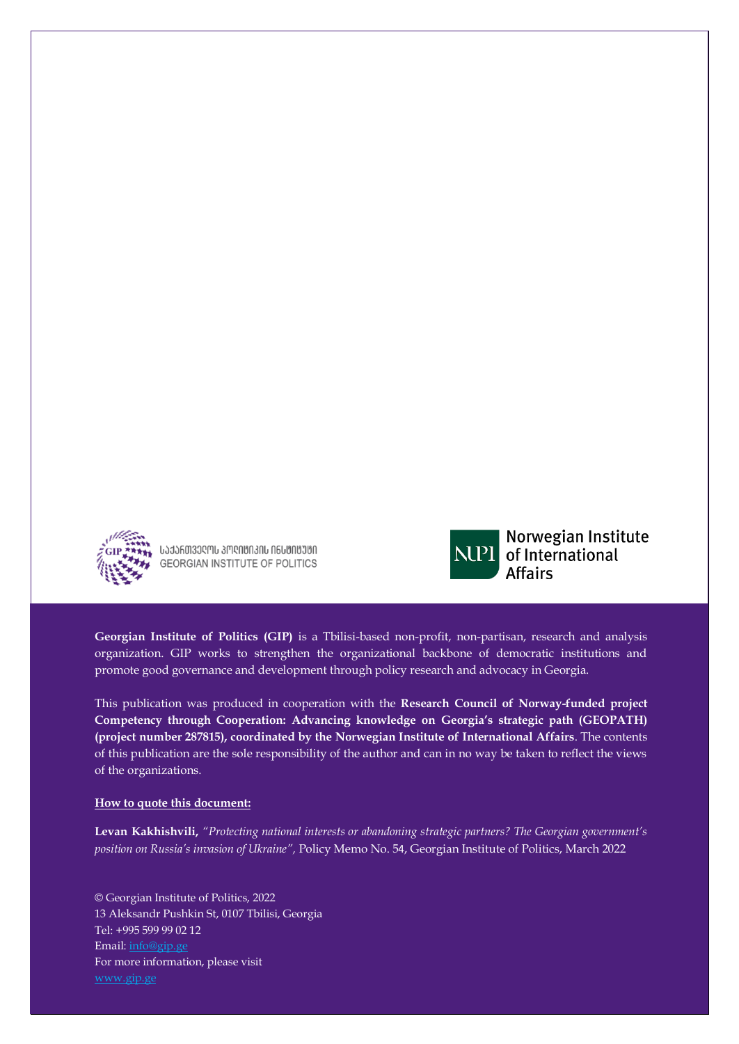საქართველოს პოლიტიკის ინსტიტუტი
GEORGIAN INSTITUTE OF POLITICS

NUPI Norwegian Institute of International Affairs

**Georgian Institute of Politics (GIP)** is a Tbilisi-based non-profit, non-partisan, research and analysis organization. GIP works to strengthen the organizational backbone of democratic institutions and promote good governance and development through policy research and advocacy in Georgia.

This publication was produced in cooperation with the **Research Council of Norway-funded project Competency through Cooperation: Advancing knowledge on Georgia's strategic path (GEOPATH) (project number 287815), coordinated by the Norwegian Institute of International Affairs**. The contents of this publication are the sole responsibility of the author and can in no way be taken to reflect the views of the organizations.

**How to quote this document:**

**Levan Kakhishvili,** *"Protecting national interests or abandoning strategic partners? The Georgian government's position on Russia's invasion of Ukraine",* Policy Memo No. 54, Georgian Institute of Politics, March 2022

© Georgian Institute of Politics, 2022
13 Aleksandr Pushkin St, 0107 Tbilisi, Georgia
Tel: +995 599 99 02 12
Email: info@gip.ge
For more information, please visit
www.gip.ge